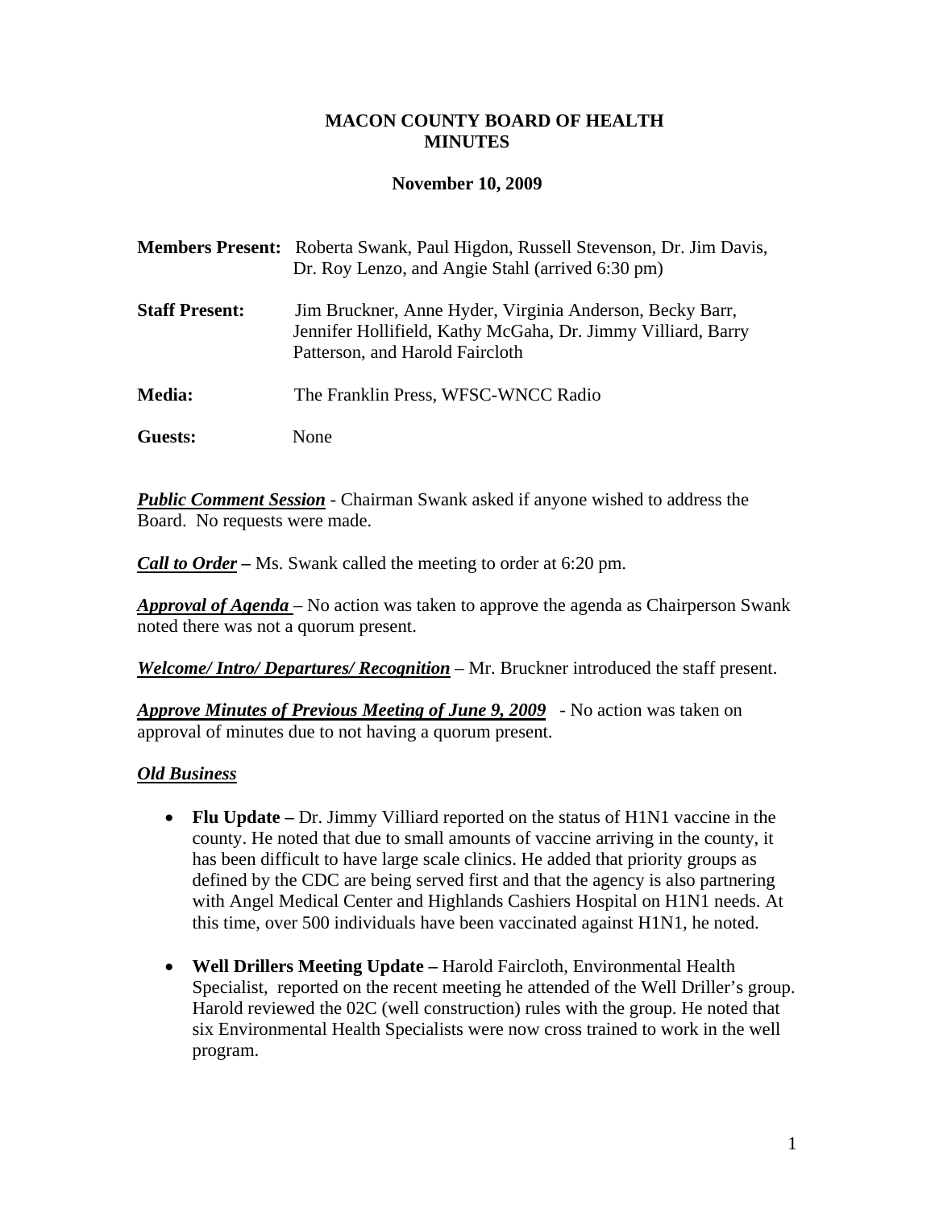# MACON COUNTY BOARD OF HEALTH MINUTES

## November 10, 2009

**Members Present:** Roberta Swank, Paul Higdon, Russell Stevenson, Dr. Jim Davis, Dr. Roy Lenzo, and Angie Stahl (arrived 6:30 pm)

**Staff Present:** Jim Bruckner, Anne Hyder, Virginia Anderson, Becky Barr, Jennifer Hollifield, Kathy McGaha, Dr. Jimmy Villiard, Barry Patterson, and Harold Faircloth

**Media:** The Franklin Press, WFSC-WNCC Radio

**Guests:** None

***Public Comment Session*** - Chairman Swank asked if anyone wished to address the Board. No requests were made.

***Call to Order*** **–** Ms. Swank called the meeting to order at 6:20 pm.

***Approval of Agenda*** – No action was taken to approve the agenda as Chairperson Swank noted there was not a quorum present.

***Welcome/ Intro/ Departures/ Recognition*** – Mr. Bruckner introduced the staff present.

***Approve Minutes of Previous Meeting of June 9, 2009*** - No action was taken on approval of minutes due to not having a quorum present.

***Old Business***

- **Flu Update –** Dr. Jimmy Villiard reported on the status of H1N1 vaccine in the county. He noted that due to small amounts of vaccine arriving in the county, it has been difficult to have large scale clinics. He added that priority groups as defined by the CDC are being served first and that the agency is also partnering with Angel Medical Center and Highlands Cashiers Hospital on H1N1 needs. At this time, over 500 individuals have been vaccinated against H1N1, he noted.

- **Well Drillers Meeting Update –** Harold Faircloth, Environmental Health Specialist, reported on the recent meeting he attended of the Well Driller's group. Harold reviewed the 02C (well construction) rules with the group. He noted that six Environmental Health Specialists were now cross trained to work in the well program.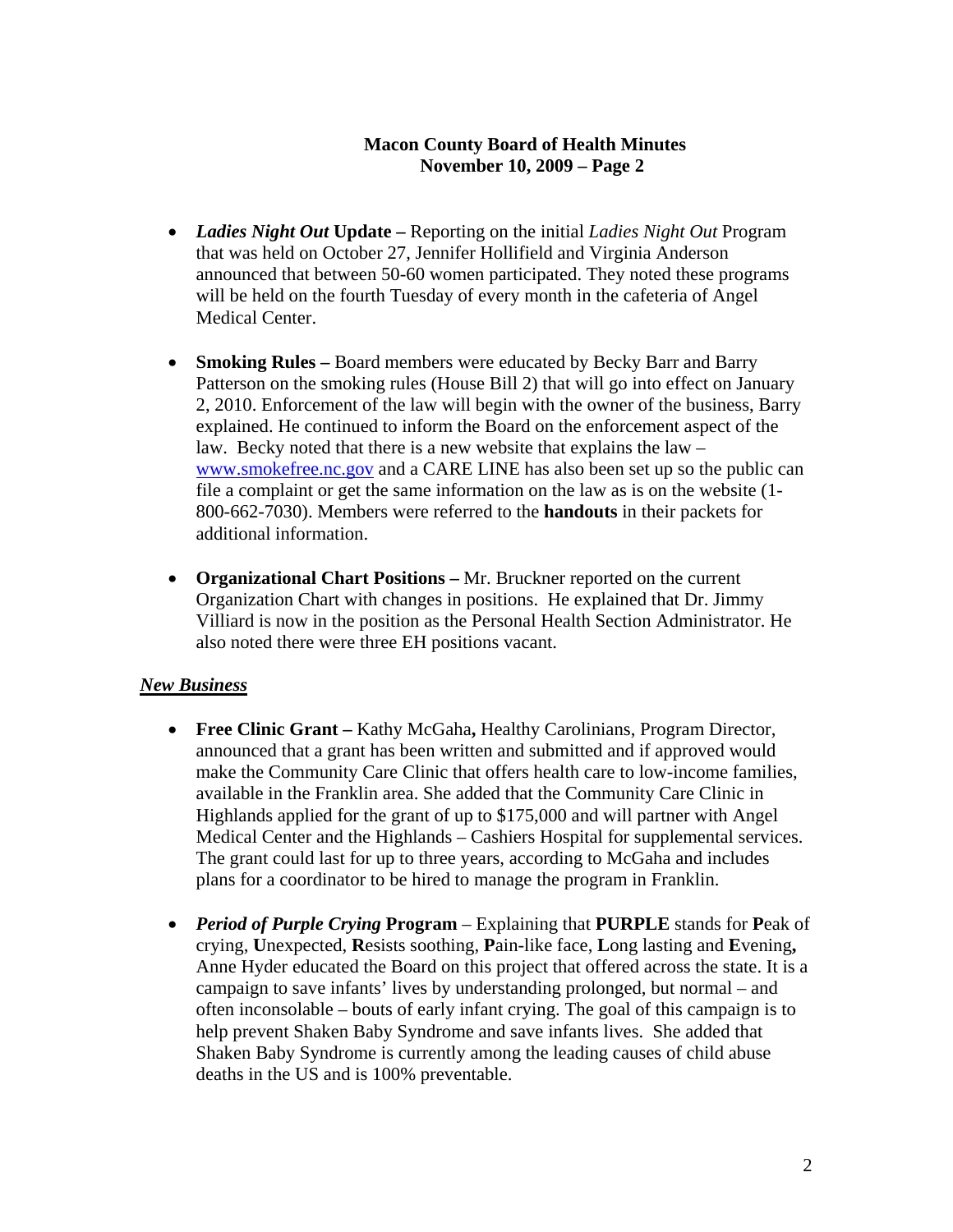- ***Ladies Night Out* Update –** Reporting on the initial *Ladies Night Out* Program that was held on October 27, Jennifer Hollifield and Virginia Anderson announced that between 50-60 women participated. They noted these programs will be held on the fourth Tuesday of every month in the cafeteria of Angel Medical Center.

- **Smoking Rules –** Board members were educated by Becky Barr and Barry Patterson on the smoking rules (House Bill 2) that will go into effect on January 2, 2010. Enforcement of the law will begin with the owner of the business, Barry explained. He continued to inform the Board on the enforcement aspect of the law. Becky noted that there is a new website that explains the law – [www.smokefree.nc.gov](http://www.smokefree.nc.gov) and a CARE LINE has also been set up so the public can file a complaint or get the same information on the law as is on the website (1-800-662-7030). Members were referred to the **handouts** in their packets for additional information.

- **Organizational Chart Positions –** Mr. Bruckner reported on the current Organization Chart with changes in positions. He explained that Dr. Jimmy Villiard is now in the position as the Personal Health Section Administrator. He also noted there were three EH positions vacant.

***New Business***

- **Free Clinic Grant –** Kathy McGaha**,** Healthy Carolinians, Program Director, announced that a grant has been written and submitted and if approved would make the Community Care Clinic that offers health care to low-income families, available in the Franklin area. She added that the Community Care Clinic in Highlands applied for the grant of up to $175,000 and will partner with Angel Medical Center and the Highlands – Cashiers Hospital for supplemental services. The grant could last for up to three years, according to McGaha and includes plans for a coordinator to be hired to manage the program in Franklin.

- ***Period of Purple Crying* Program** – Explaining that **PURPLE** stands for **P**eak of crying, **U**nexpected, **R**esists soothing, **P**ain-like face, **L**ong lasting and **E**vening**,** Anne Hyder educated the Board on this project that offered across the state. It is a campaign to save infants' lives by understanding prolonged, but normal – and often inconsolable – bouts of early infant crying. The goal of this campaign is to help prevent Shaken Baby Syndrome and save infants lives. She added that Shaken Baby Syndrome is currently among the leading causes of child abuse deaths in the US and is 100% preventable.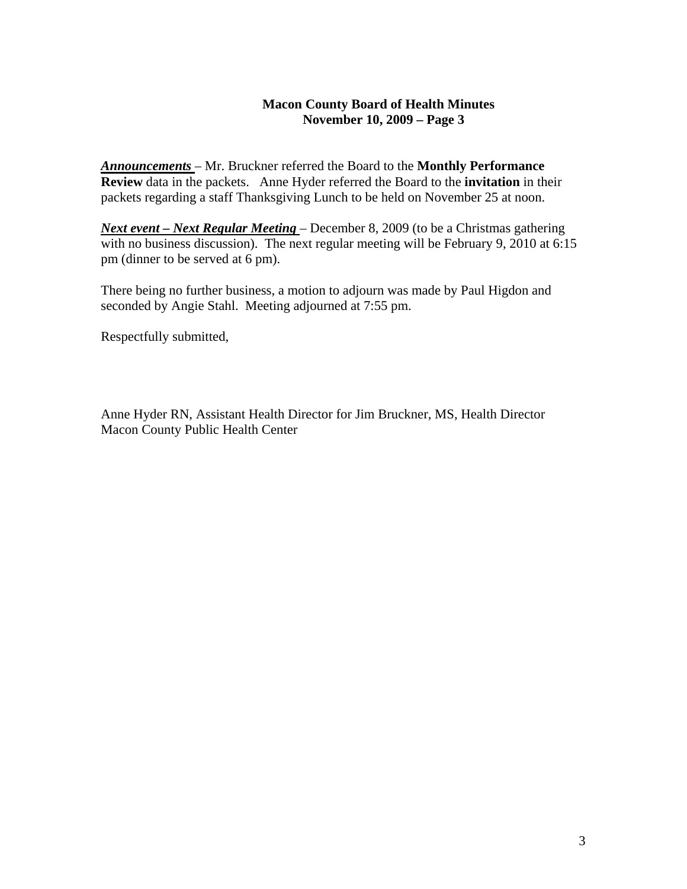**Macon County Board of Health Minutes**
**November 10, 2009 – Page 3**

***Announcements*** – Mr. Bruckner referred the Board to the **Monthly Performance Review** data in the packets. Anne Hyder referred the Board to the **invitation** in their packets regarding a staff Thanksgiving Lunch to be held on November 25 at noon.

***Next event – Next Regular Meeting*** – December 8, 2009 (to be a Christmas gathering with no business discussion). The next regular meeting will be February 9, 2010 at 6:15 pm (dinner to be served at 6 pm).

There being no further business, a motion to adjourn was made by Paul Higdon and seconded by Angie Stahl. Meeting adjourned at 7:55 pm.

Respectfully submitted,

Anne Hyder RN, Assistant Health Director for Jim Bruckner, MS, Health Director
Macon County Public Health Center